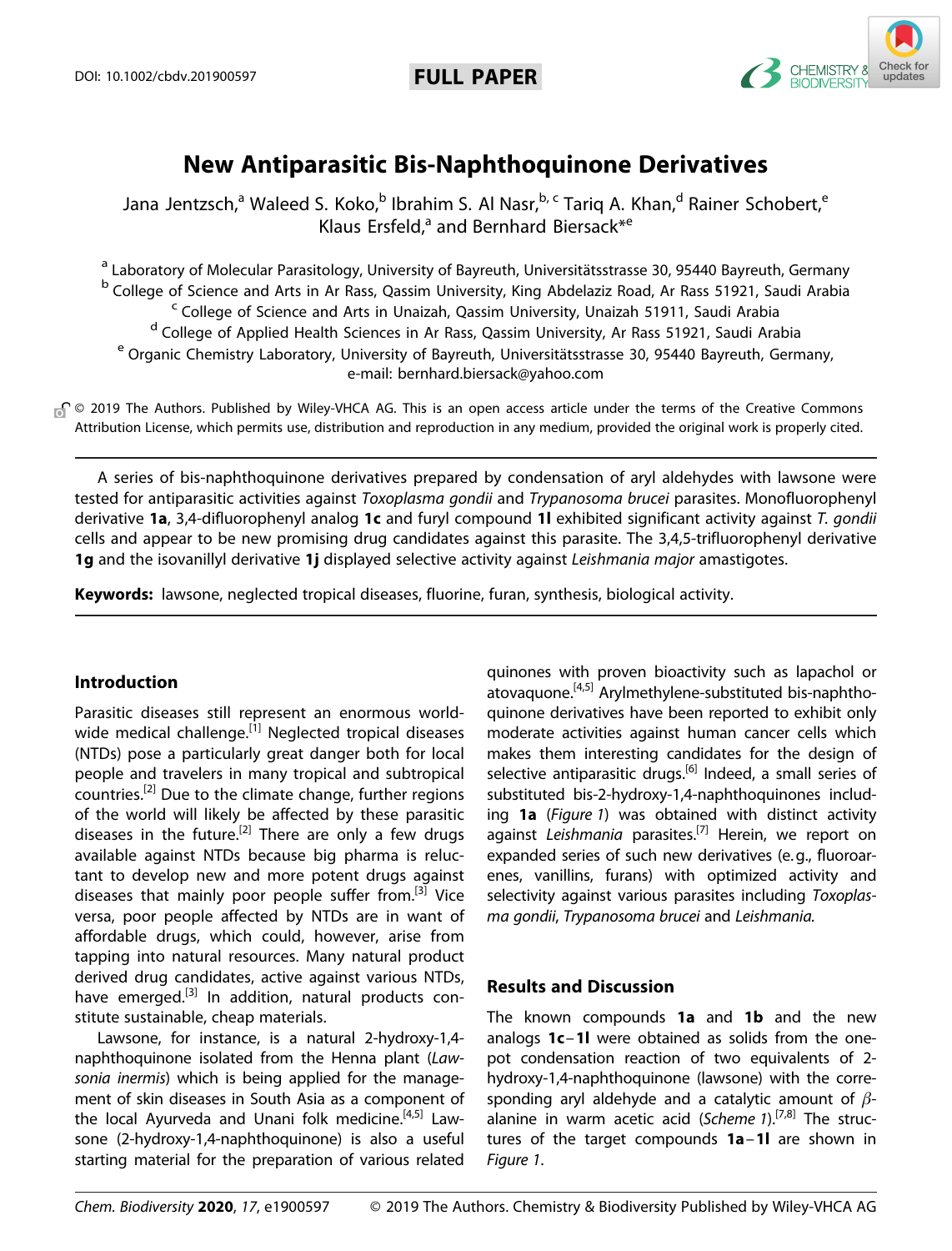DOI: 10.1002/cbdv.201900597

**FULL PAPER**

# New Antiparasitic Bis-Naphthoquinone Derivatives

Jana Jentzsch,[a] Waleed S. Koko,[b] Ibrahim S. Al Nasr,[b, c] Tariq A. Khan,[d] Rainer Schobert,[e] Klaus Ersfeld,[a] and Bernhard Biersack*[e]

[a] Laboratory of Molecular Parasitology, University of Bayreuth, Universitätsstrasse 30, 95440 Bayreuth, Germany
[b] College of Science and Arts in Ar Rass, Qassim University, King Abdelaziz Road, Ar Rass 51921, Saudi Arabia
[c] College of Science and Arts in Unaizah, Qassim University, Unaizah 51911, Saudi Arabia
[d] College of Applied Health Sciences in Ar Rass, Qassim University, Ar Rass 51921, Saudi Arabia
[e] Organic Chemistry Laboratory, University of Bayreuth, Universitätsstrasse 30, 95440 Bayreuth, Germany, e-mail: bernhard.biersack@yahoo.com

© 2019 The Authors. Published by Wiley-VHCA AG. This is an open access article under the terms of the Creative Commons Attribution License, which permits use, distribution and reproduction in any medium, provided the original work is properly cited.

A series of bis-naphthoquinone derivatives prepared by condensation of aryl aldehydes with lawsone were tested for antiparasitic activities against *Toxoplasma gondii* and *Trypanosoma brucei* parasites. Monofluorophenyl derivative **1a**, 3,4-difluorophenyl analog **1c** and furyl compound **1l** exhibited significant activity against *T. gondii* cells and appear to be new promising drug candidates against this parasite. The 3,4,5-trifluorophenyl derivative **1g** and the isovanillyl derivative **1j** displayed selective activity against *Leishmania major* amastigotes.

**Keywords:** lawsone, neglected tropical diseases, fluorine, furan, synthesis, biological activity.

## Introduction

Parasitic diseases still represent an enormous worldwide medical challenge.[1] Neglected tropical diseases (NTDs) pose a particularly great danger both for local people and travelers in many tropical and subtropical countries.[2] Due to the climate change, further regions of the world will likely be affected by these parasitic diseases in the future.[2] There are only a few drugs available against NTDs because big pharma is reluctant to develop new and more potent drugs against diseases that mainly poor people suffer from.[3] Vice versa, poor people affected by NTDs are in want of affordable drugs, which could, however, arise from tapping into natural resources. Many natural product derived drug candidates, active against various NTDs, have emerged.[3] In addition, natural products constitute sustainable, cheap materials.

Lawsone, for instance, is a natural 2-hydroxy-1,4-naphthoquinone isolated from the Henna plant (*Lawsonia inermis*) which is being applied for the management of skin diseases in South Asia as a component of the local Ayurveda and Unani folk medicine.[4,5] Lawsone (2-hydroxy-1,4-naphthoquinone) is also a useful starting material for the preparation of various related quinones with proven bioactivity such as lapachol or atovaquone.[4,5] Arylmethylene-substituted bis-naphthoquinone derivatives have been reported to exhibit only moderate activities against human cancer cells which makes them interesting candidates for the design of selective antiparasitic drugs.[6] Indeed, a small series of substituted bis-2-hydroxy-1,4-naphthoquinones including **1a** (*Figure 1*) was obtained with distinct activity against *Leishmania* parasites.[7] Herein, we report on expanded series of such new derivatives (e.g., fluoroarenes, vanillins, furans) with optimized activity and selectivity against various parasites including *Toxoplasma gondii*, *Trypanosoma brucei* and *Leishmania*.

## Results and Discussion

The known compounds **1a** and **1b** and the new analogs **1c**–**1l** were obtained as solids from the one-pot condensation reaction of two equivalents of 2-hydroxy-1,4-naphthoquinone (lawsone) with the corresponding aryl aldehyde and a catalytic amount of $\beta$-alanine in warm acetic acid (*Scheme 1*).[7,8] The structures of the target compounds **1a**–**1l** are shown in *Figure 1*.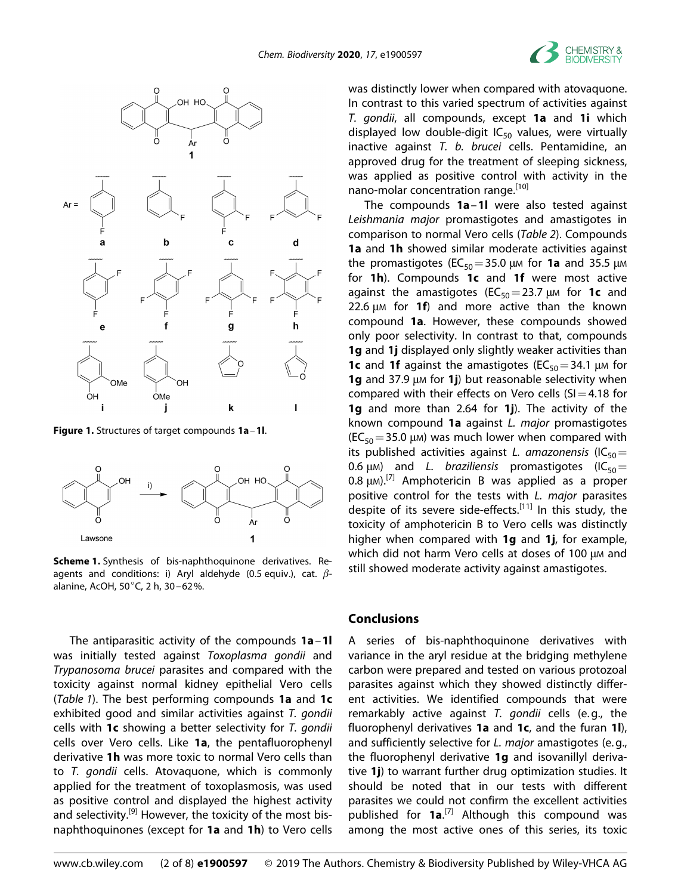**Figure 1.** Structures of target compounds **1a**–**1l**.

**Scheme 1.** Synthesis of bis-naphthoquinone derivatives. Reagents and conditions: i) Aryl aldehyde (0.5 equiv.), cat. $\beta$-alanine, AcOH, 50 °C, 2 h, 30–62 %.

The antiparasitic activity of the compounds **1a**–**1l** was initially tested against *Toxoplasma gondii* and *Trypanosoma brucei* parasites and compared with the toxicity against normal kidney epithelial Vero cells (*Table 1*). The best performing compounds **1a** and **1c** exhibited good and similar activities against *T. gondii* cells with **1c** showing a better selectivity for *T. gondii* cells over Vero cells. Like **1a**, the pentafluorophenyl derivative **1h** was more toxic to normal Vero cells than to *T. gondii* cells. Atovaquone, which is commonly applied for the treatment of toxoplasmosis, was used as positive control and displayed the highest activity and selectivity.[9] However, the toxicity of the most bis-naphthoquinones (except for **1a** and **1h**) to Vero cells was distinctly lower when compared with atovaquone. In contrast to this varied spectrum of activities against *T. gondii*, all compounds, except **1a** and **1i** which displayed low double-digit $IC_{50}$ values, were virtually inactive against *T. b. brucei* cells. Pentamidine, an approved drug for the treatment of sleeping sickness, was applied as positive control with activity in the nano-molar concentration range.[10]

The compounds **1a**–**1l** were also tested against *Leishmania major* promastigotes and amastigotes in comparison to normal Vero cells (*Table 2*). Compounds **1a** and **1h** showed similar moderate activities against the promastigotes ($EC_{50}$ = 35.0 μM for **1a** and 35.5 μM for **1h**). Compounds **1c** and **1f** were most active against the amastigotes ($EC_{50}$ = 23.7 μM for **1c** and 22.6 μM for **1f**) and more active than the known compound **1a**. However, these compounds showed only poor selectivity. In contrast to that, compounds **1g** and **1j** displayed only slightly weaker activities than **1c** and **1f** against the amastigotes ($EC_{50}$ = 34.1 μM for **1g** and 37.9 μM for **1j**) but reasonable selectivity when compared with their effects on Vero cells (SI = 4.18 for **1g** and more than 2.64 for **1j**). The activity of the known compound **1a** against *L. major* promastigotes ($EC_{50}$ = 35.0 μM) was much lower when compared with its published activities against *L. amazonensis* ($IC_{50}$ = 0.6 μM) and *L. braziliensis* promastigotes ($IC_{50}$ = 0.8 μM).[7] Amphotericin B was applied as a proper positive control for the tests with *L. major* parasites despite of its severe side-effects.[11] In this study, the toxicity of amphotericin B to Vero cells was distinctly higher when compared with **1g** and **1j**, for example, which did not harm Vero cells at doses of 100 μM and still showed moderate activity against amastigotes.

## Conclusions

A series of bis-naphthoquinone derivatives with variance in the aryl residue at the bridging methylene carbon were prepared and tested on various protozoal parasites against which they showed distinctly different activities. We identified compounds that were remarkably active against *T. gondii* cells (e.g., the fluorophenyl derivatives **1a** and **1c**, and the furan **1l**), and sufficiently selective for *L. major* amastigotes (e.g., the fluorophenyl derivative **1g** and isovanillyl derivative **1j**) to warrant further drug optimization studies. It should be noted that in our tests with different parasites we could not confirm the excellent activities published for **1a**.[7] Although this compound was among the most active ones of this series, its toxic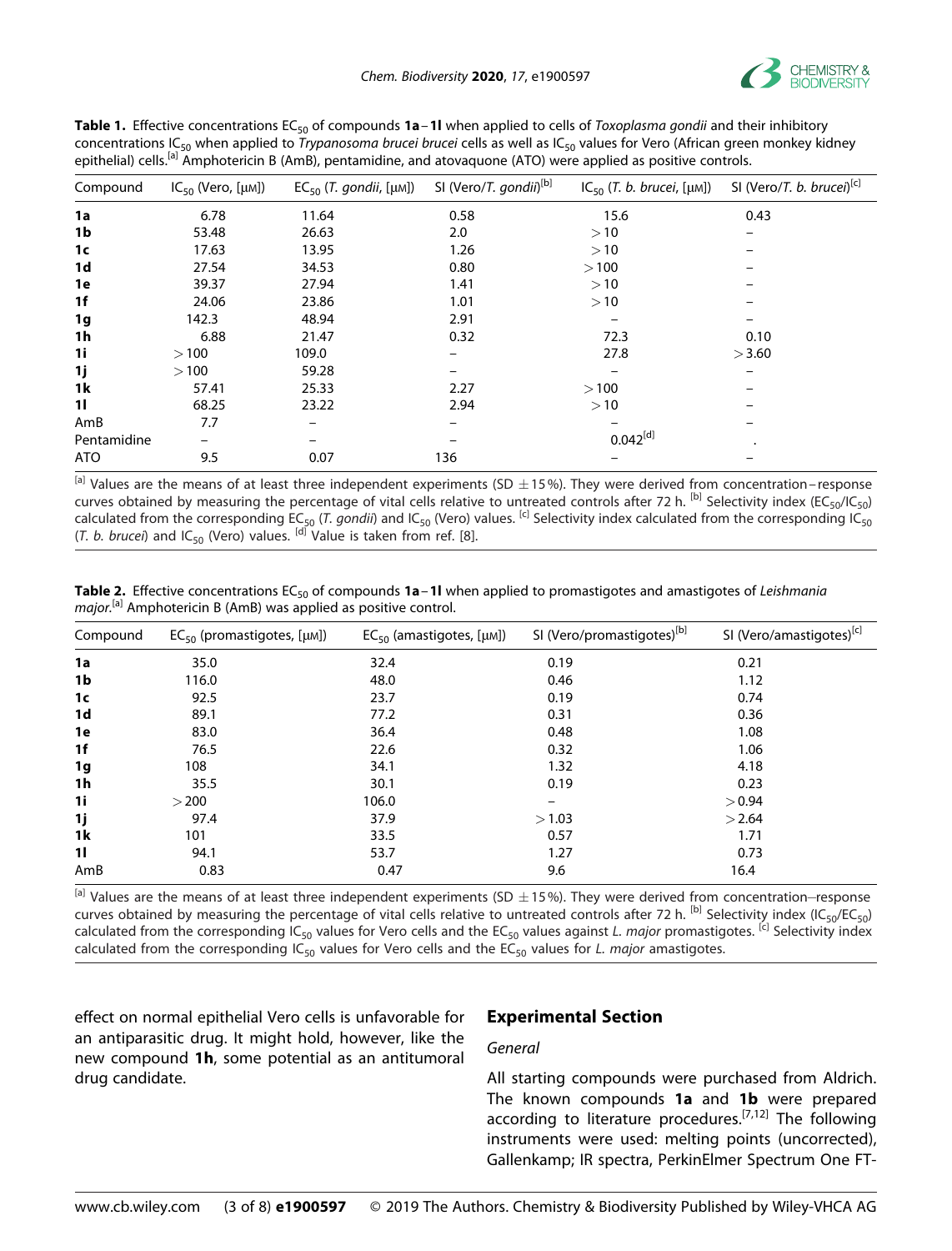**Table 1.** Effective concentrations $EC_{50}$ of compounds **1a**–**1l** when applied to cells of *Toxoplasma gondii* and their inhibitory concentrations $IC_{50}$ when applied to *Trypanosoma brucei brucei* cells as well as $IC_{50}$ values for Vero (African green monkey kidney epithelial) cells.[a] Amphotericin B (AmB), pentamidine, and atovaquone (ATO) were applied as positive controls.

| Compound | $IC_{50}$ (Vero, [μM]) | $EC_{50}$ (*T. gondii*, [μM]) | SI (Vero/*T. gondii*)[b] | $IC_{50}$ (*T. b. brucei*, [μM]) | SI (Vero/*T. b. brucei*)[c] |
|---|---|---|---|---|---|
| **1a** | 6.78 | 11.64 | 0.58 | 15.6 | 0.43 |
| **1b** | 53.48 | 26.63 | 2.0 | >10 | – |
| **1c** | 17.63 | 13.95 | 1.26 | >10 | – |
| **1d** | 27.54 | 34.53 | 0.80 | >100 | – |
| **1e** | 39.37 | 27.94 | 1.41 | >10 | – |
| **1f** | 24.06 | 23.86 | 1.01 | >10 | – |
| **1g** | 142.3 | 48.94 | 2.91 | – | – |
| **1h** | 6.88 | 21.47 | 0.32 | 72.3 | 0.10 |
| **1i** | >100 | 109.0 | – | 27.8 | >3.60 |
| **1j** | >100 | 59.28 | – | – | – |
| **1k** | 57.41 | 25.33 | 2.27 | >100 | – |
| **1l** | 68.25 | 23.22 | 2.94 | >10 | – |
| AmB | 7.7 | – | – | – | – |
| Pentamidine | – | – | – | 0.042[d] | . |
| ATO | 9.5 | 0.07 | 136 | – | – |

[a] Values are the means of at least three independent experiments (SD ±15%). They were derived from concentration–response curves obtained by measuring the percentage of vital cells relative to untreated controls after 72 h. [b] Selectivity index ($EC_{50}/IC_{50}$) calculated from the corresponding $EC_{50}$ (*T. gondii*) and $IC_{50}$ (Vero) values. [c] Selectivity index calculated from the corresponding $IC_{50}$ (*T. b. brucei*) and $IC_{50}$ (Vero) values. [d] Value is taken from ref. [8].

**Table 2.** Effective concentrations $EC_{50}$ of compounds **1a**–**1l** when applied to promastigotes and amastigotes of *Leishmania major*.[a] Amphotericin B (AmB) was applied as positive control.

| Compound | $EC_{50}$ (promastigotes, [μM]) | $EC_{50}$ (amastigotes, [μM]) | SI (Vero/promastigotes)[b] | SI (Vero/amastigotes)[c] |
|---|---|---|---|---|
| **1a** | 35.0 | 32.4 | 0.19 | 0.21 |
| **1b** | 116.0 | 48.0 | 0.46 | 1.12 |
| **1c** | 92.5 | 23.7 | 0.19 | 0.74 |
| **1d** | 89.1 | 77.2 | 0.31 | 0.36 |
| **1e** | 83.0 | 36.4 | 0.48 | 1.08 |
| **1f** | 76.5 | 22.6 | 0.32 | 1.06 |
| **1g** | 108 | 34.1 | 1.32 | 4.18 |
| **1h** | 35.5 | 30.1 | 0.19 | 0.23 |
| **1i** | >200 | 106.0 | – | >0.94 |
| **1j** | 97.4 | 37.9 | >1.03 | >2.64 |
| **1k** | 101 | 33.5 | 0.57 | 1.71 |
| **1l** | 94.1 | 53.7 | 1.27 | 0.73 |
| AmB | 0.83 | 0.47 | 9.6 | 16.4 |

[a] Values are the means of at least three independent experiments (SD ±15%). They were derived from concentration–response curves obtained by measuring the percentage of vital cells relative to untreated controls after 72 h. [b] Selectivity index ($IC_{50}/EC_{50}$) calculated from the corresponding $IC_{50}$ values for Vero cells and the $EC_{50}$ values against *L. major* promastigotes. [c] Selectivity index calculated from the corresponding $IC_{50}$ values for Vero cells and the $EC_{50}$ values for *L. major* amastigotes.

effect on normal epithelial Vero cells is unfavorable for an antiparasitic drug. It might hold, however, like the new compound **1h**, some potential as an antitumoral drug candidate.

## Experimental Section

### General

All starting compounds were purchased from Aldrich. The known compounds **1a** and **1b** were prepared according to literature procedures.[7,12] The following instruments were used: melting points (uncorrected), Gallenkamp; IR spectra, PerkinElmer Spectrum One FT-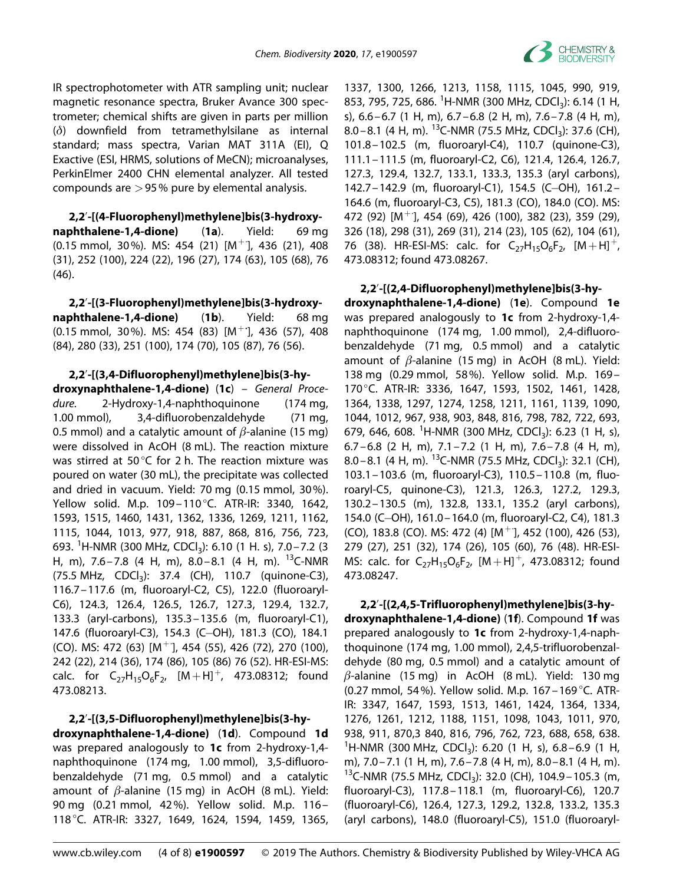IR spectrophotometer with ATR sampling unit; nuclear magnetic resonance spectra, Bruker Avance 300 spectrometer; chemical shifts are given in parts per million (δ) downfield from tetramethylsilane as internal standard; mass spectra, Varian MAT 311A (EI), Q Exactive (ESI, HRMS, solutions of MeCN); microanalyses, PerkinElmer 2400 CHN elemental analyzer. All tested compounds are >95% pure by elemental analysis.

**2,2′-[(4-Fluorophenyl)methylene]bis(3-hydroxynaphthalene-1,4-dione)** (**1a**). Yield: 69 mg (0.15 mmol, 30%). MS: 454 (21) [$M^{+\cdot}$], 436 (21), 408 (31), 252 (100), 224 (22), 196 (27), 174 (63), 105 (68), 76 (46).

**2,2′-[(3-Fluorophenyl)methylene]bis(3-hydroxynaphthalene-1,4-dione)** (**1b**). Yield: 68 mg (0.15 mmol, 30%). MS: 454 (83) [$M^{+\cdot}$], 436 (57), 408 (84), 280 (33), 251 (100), 174 (70), 105 (87), 76 (56).

**2,2′-[(3,4-Difluorophenyl)methylene]bis(3-hydroxynaphthalene-1,4-dione)** (**1c**) – *General Procedure.* 2-Hydroxy-1,4-naphthoquinone (174 mg, 1.00 mmol), 3,4-difluorobenzaldehyde (71 mg, 0.5 mmol) and a catalytic amount of β-alanine (15 mg) were dissolved in AcOH (8 mL). The reaction mixture was stirred at 50°C for 2 h. The reaction mixture was poured on water (30 mL), the precipitate was collected and dried in vacuum. Yield: 70 mg (0.15 mmol, 30%). Yellow solid. M.p. 109–110°C. ATR-IR: 3340, 1642, 1593, 1515, 1460, 1431, 1362, 1336, 1269, 1211, 1162, 1115, 1044, 1013, 977, 918, 887, 868, 816, 756, 723, 693. $^{1}$H-NMR (300 MHz, $CDCl_3$): 6.10 (1 H. s), 7.0–7.2 (3 H, m), 7.6–7.8 (4 H, m), 8.0–8.1 (4 H, m). $^{13}$C-NMR (75.5 MHz, $CDCl_3$): 37.4 (CH), 110.7 (quinone-C3), 116.7–117.6 (m, fluoroaryl-C2, C5), 122.0 (fluoroaryl-C6), 124.3, 126.4, 126.5, 126.7, 127.3, 129.4, 132.7, 133.3 (aryl-carbons), 135.3–135.6 (m, fluoroaryl-C1), 147.6 (fluoroaryl-C3), 154.3 (C–OH), 181.3 (CO), 184.1 (CO). MS: 472 (63) [$M^{+\cdot}$], 454 (55), 426 (72), 270 (100), 242 (22), 214 (36), 174 (86), 105 (86) 76 (52). HR-ESI-MS: calc. for $C_{27}H_{15}O_6F_2$, $[M+H]^+$, 473.08312; found 473.08213.

**2,2′-[(3,5-Difluorophenyl)methylene]bis(3-hydroxynaphthalene-1,4-dione)** (**1d**). Compound **1d** was prepared analogously to **1c** from 2-hydroxy-1,4-naphthoquinone (174 mg, 1.00 mmol), 3,5-difluorobenzaldehyde (71 mg, 0.5 mmol) and a catalytic amount of β-alanine (15 mg) in AcOH (8 mL). Yield: 90 mg (0.21 mmol, 42%). Yellow solid. M.p. 116–118°C. ATR-IR: 3327, 1649, 1624, 1594, 1459, 1365, 1337, 1300, 1266, 1213, 1158, 1115, 1045, 990, 919, 853, 795, 725, 686. $^{1}$H-NMR (300 MHz, $CDCl_3$): 6.14 (1 H, s), 6.6–6.7 (1 H, m), 6.7–6.8 (2 H, m), 7.6–7.8 (4 H, m), 8.0–8.1 (4 H, m). $^{13}$C-NMR (75.5 MHz, $CDCl_3$): 37.6 (CH), 101.8–102.5 (m, fluoroaryl-C4), 110.7 (quinone-C3), 111.1–111.5 (m, fluoroaryl-C2, C6), 121.4, 126.4, 126.7, 127.3, 129.4, 132.7, 133.1, 133.3, 135.3 (aryl carbons), 142.7–142.9 (m, fluoroaryl-C1), 154.5 (C–OH), 161.2–164.6 (m, fluoroaryl-C3, C5), 181.3 (CO), 184.0 (CO). MS: 472 (92) [$M^{+\cdot}$], 454 (69), 426 (100), 382 (23), 359 (29), 326 (18), 298 (31), 269 (31), 214 (23), 105 (62), 104 (61), 76 (38). HR-ESI-MS: calc. for $C_{27}H_{15}O_6F_2$, $[M+H]^+$, 473.08312; found 473.08267.

**2,2′-[(2,4-Difluorophenyl)methylene]bis(3-hydroxynaphthalene-1,4-dione)** (**1e**). Compound **1e** was prepared analogously to **1c** from 2-hydroxy-1,4-naphthoquinone (174 mg, 1.00 mmol), 2,4-difluorobenzaldehyde (71 mg, 0.5 mmol) and a catalytic amount of β-alanine (15 mg) in AcOH (8 mL). Yield: 138 mg (0.29 mmol, 58%). Yellow solid. M.p. 169–170°C. ATR-IR: 3336, 1647, 1593, 1502, 1461, 1428, 1364, 1338, 1297, 1274, 1258, 1211, 1161, 1139, 1090, 1044, 1012, 967, 938, 903, 848, 816, 798, 782, 722, 693, 679, 646, 608. $^{1}$H-NMR (300 MHz, $CDCl_3$): 6.23 (1 H, s), 6.7–6.8 (2 H, m), 7.1–7.2 (1 H, m), 7.6–7.8 (4 H, m), 8.0–8.1 (4 H, m). $^{13}$C-NMR (75.5 MHz, $CDCl_3$): 32.1 (CH), 103.1–103.6 (m, fluoroaryl-C3), 110.5–110.8 (m, fluoroaryl-C5, quinone-C3), 121.3, 126.3, 127.2, 129.3, 130.2–130.5 (m), 132.8, 133.1, 135.2 (aryl carbons), 154.0 (C–OH), 161.0–164.0 (m, fluoroaryl-C2, C4), 181.3 (CO), 183.8 (CO). MS: 472 (4) [$M^{+\cdot}$], 452 (100), 426 (53), 279 (27), 251 (32), 174 (26), 105 (60), 76 (48). HR-ESI-MS: calc. for $C_{27}H_{15}O_6F_2$, $[M+H]^+$, 473.08312; found 473.08247.

**2,2′-[(2,4,5-Trifluorophenyl)methylene]bis(3-hydroxynaphthalene-1,4-dione)** (**1f**). Compound **1f** was prepared analogously to **1c** from 2-hydroxy-1,4-naphthoquinone (174 mg, 1.00 mmol), 2,4,5-trifluorobenzaldehyde (80 mg, 0.5 mmol) and a catalytic amount of β-alanine (15 mg) in AcOH (8 mL). Yield: 130 mg (0.27 mmol, 54%). Yellow solid. M.p. 167–169°C. ATR-IR: 3347, 1647, 1593, 1513, 1461, 1424, 1364, 1334, 1276, 1261, 1212, 1188, 1151, 1098, 1043, 1011, 970, 938, 911, 870,3 840, 816, 796, 762, 723, 688, 658, 638. $^{1}$H-NMR (300 MHz, $CDCl_3$): 6.20 (1 H, s), 6.8–6.9 (1 H, m), 7.0–7.1 (1 H, m), 7.6–7.8 (4 H, m), 8.0–8.1 (4 H, m). $^{13}$C-NMR (75.5 MHz, $CDCl_3$): 32.0 (CH), 104.9–105.3 (m, fluoroaryl-C3), 117.8–118.1 (m, fluoroaryl-C6), 120.7 (fluoroaryl-C6), 126.4, 127.3, 129.2, 132.8, 133.2, 135.3 (aryl carbons), 148.0 (fluoroaryl-C5), 151.0 (fluoroaryl-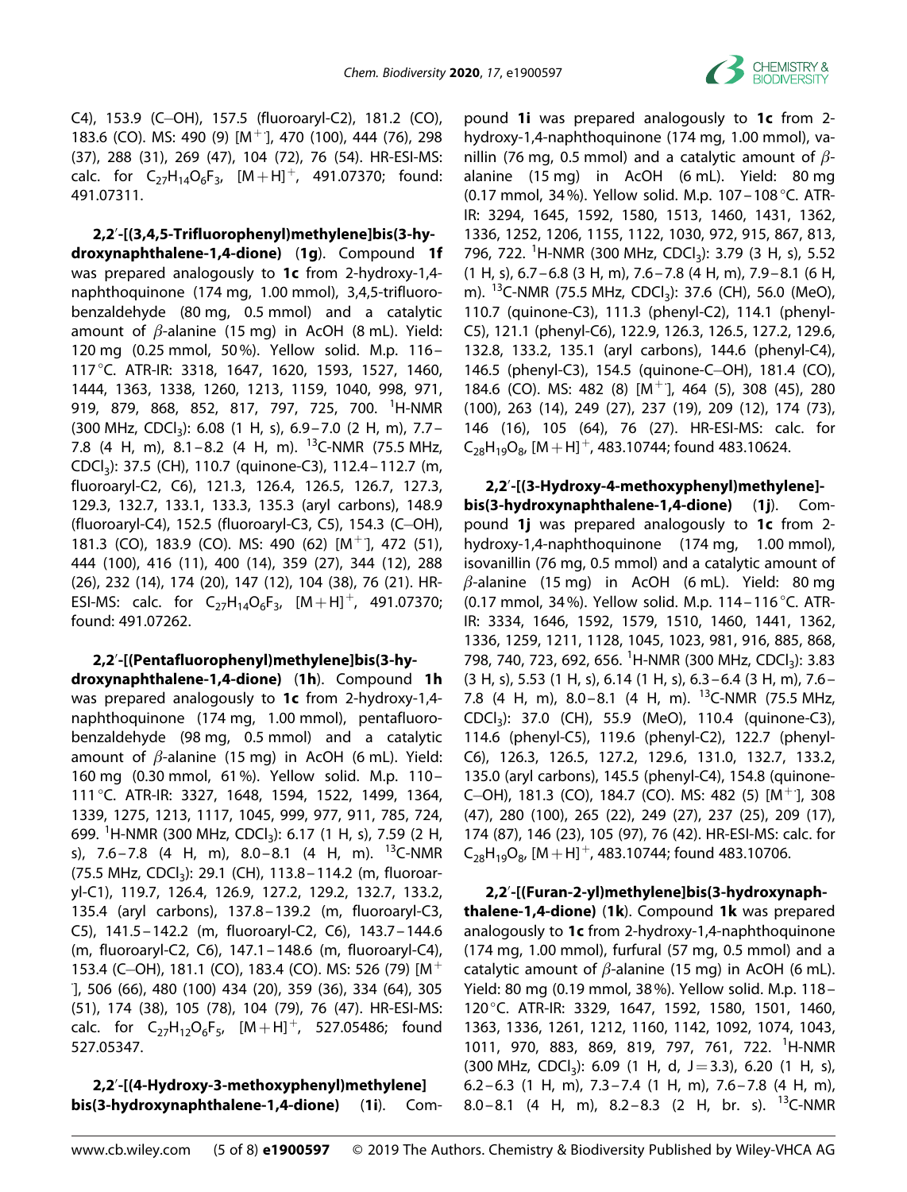C4), 153.9 (C–OH), 157.5 (fluoroaryl-C2), 181.2 (CO), 183.6 (CO). MS: 490 (9) [$M^{+\cdot}$], 470 (100), 444 (76), 298 (37), 288 (31), 269 (47), 104 (72), 76 (54). HR-ESI-MS: calc. for $C_{27}H_{14}O_6F_3$, $[M+H]^+$, 491.07370; found: 491.07311.

**2,2′-[(3,4,5-Trifluorophenyl)methylene]bis(3-hydroxynaphthalene-1,4-dione) (1g)**. Compound **1f** was prepared analogously to **1c** from 2-hydroxy-1,4-naphthoquinone (174 mg, 1.00 mmol), 3,4,5-trifluorobenzaldehyde (80 mg, 0.5 mmol) and a catalytic amount of $\beta$-alanine (15 mg) in AcOH (8 mL). Yield: 120 mg (0.25 mmol, 50%). Yellow solid. M.p. 116–117 °C. ATR-IR: 3318, 1647, 1620, 1593, 1527, 1460, 1444, 1363, 1338, 1260, 1213, 1159, 1040, 998, 971, 919, 879, 868, 852, 817, 797, 725, 700. $^1$H-NMR (300 MHz, $CDCl_3$): 6.08 (1 H, s), 6.9–7.0 (2 H, m), 7.7–7.8 (4 H, m), 8.1–8.2 (4 H, m). $^{13}$C-NMR (75.5 MHz, $CDCl_3$): 37.5 (CH), 110.7 (quinone-C3), 112.4–112.7 (m, fluoroaryl-C2, C6), 121.3, 126.4, 126.5, 126.7, 127.3, 129.3, 132.7, 133.1, 133.3, 135.3 (aryl carbons), 148.9 (fluoroaryl-C4), 152.5 (fluoroaryl-C3, C5), 154.3 (C–OH), 181.3 (CO), 183.9 (CO). MS: 490 (62) [$M^{+\cdot}$], 472 (51), 444 (100), 416 (11), 400 (14), 359 (27), 344 (12), 288 (26), 232 (14), 174 (20), 147 (12), 104 (38), 76 (21). HR-ESI-MS: calc. for $C_{27}H_{14}O_6F_3$, $[M+H]^+$, 491.07370; found: 491.07262.

**2,2′-[(Pentafluorophenyl)methylene]bis(3-hydroxynaphthalene-1,4-dione) (1h)**. Compound **1h** was prepared analogously to **1c** from 2-hydroxy-1,4-naphthoquinone (174 mg, 1.00 mmol), pentafluorobenzaldehyde (98 mg, 0.5 mmol) and a catalytic amount of $\beta$-alanine (15 mg) in AcOH (6 mL). Yield: 160 mg (0.30 mmol, 61%). Yellow solid. M.p. 110–111 °C. ATR-IR: 3327, 1648, 1594, 1522, 1499, 1364, 1339, 1275, 1213, 1117, 1045, 999, 977, 911, 785, 724, 699. $^1$H-NMR (300 MHz, $CDCl_3$): 6.17 (1 H, s), 7.59 (2 H, s), 7.6–7.8 (4 H, m), 8.0–8.1 (4 H, m). $^{13}$C-NMR (75.5 MHz, $CDCl_3$): 29.1 (CH), 113.8–114.2 (m, fluoroaryl-C1), 119.7, 126.4, 126.9, 127.2, 129.2, 132.7, 133.2, 135.4 (aryl carbons), 137.8–139.2 (m, fluoroaryl-C3, C5), 141.5–142.2 (m, fluoroaryl-C2, C6), 143.7–144.6 (m, fluoroaryl-C2, C6), 147.1–148.6 (m, fluoroaryl-C4), 153.4 (C–OH), 181.1 (CO), 183.4 (CO). MS: 526 (79) [$M^{+\cdot}$], 506 (66), 480 (100) 434 (20), 359 (36), 334 (64), 305 (51), 174 (38), 105 (78), 104 (79), 76 (47). HR-ESI-MS: calc. for $C_{27}H_{12}O_6F_5$, $[M+H]^+$, 527.05486; found 527.05347.

**2,2′-[(4-Hydroxy-3-methoxyphenyl)methylene] bis(3-hydroxynaphthalene-1,4-dione) (1i)**. Compound **1i** was prepared analogously to **1c** from 2-hydroxy-1,4-naphthoquinone (174 mg, 1.00 mmol), vanillin (76 mg, 0.5 mmol) and a catalytic amount of $\beta$-alanine (15 mg) in AcOH (6 mL). Yield: 80 mg (0.17 mmol, 34%). Yellow solid. M.p. 107–108 °C. ATR-IR: 3294, 1645, 1592, 1580, 1513, 1460, 1431, 1362, 1336, 1252, 1206, 1155, 1122, 1030, 972, 915, 867, 813, 796, 722. $^1$H-NMR (300 MHz, $CDCl_3$): 3.79 (3 H, s), 5.52 (1 H, s), 6.7–6.8 (3 H, m), 7.6–7.8 (4 H, m), 7.9–8.1 (6 H, m). $^{13}$C-NMR (75.5 MHz, $CDCl_3$): 37.6 (CH), 56.0 (MeO), 110.7 (quinone-C3), 111.3 (phenyl-C2), 114.1 (phenyl-C5), 121.1 (phenyl-C6), 122.9, 126.3, 126.5, 127.2, 129.6, 132.8, 133.2, 135.1 (aryl carbons), 144.6 (phenyl-C4), 146.5 (phenyl-C3), 154.5 (quinone-C–OH), 181.4 (CO), 184.6 (CO). MS: 482 (8) [$M^{+\cdot}$], 464 (5), 308 (45), 280 (100), 263 (14), 249 (27), 237 (19), 209 (12), 174 (73), 146 (16), 105 (64), 76 (27). HR-ESI-MS: calc. for $C_{28}H_{19}O_8$, $[M+H]^+$, 483.10744; found 483.10624.

**2,2′-[(3-Hydroxy-4-methoxyphenyl)methylene]-bis(3-hydroxynaphthalene-1,4-dione) (1j)**. Compound **1j** was prepared analogously to **1c** from 2-hydroxy-1,4-naphthoquinone (174 mg, 1.00 mmol), isovanillin (76 mg, 0.5 mmol) and a catalytic amount of $\beta$-alanine (15 mg) in AcOH (6 mL). Yield: 80 mg (0.17 mmol, 34%). Yellow solid. M.p. 114–116 °C. ATR-IR: 3334, 1646, 1592, 1579, 1510, 1460, 1441, 1362, 1336, 1259, 1211, 1128, 1045, 1023, 981, 916, 885, 868, 798, 740, 723, 692, 656. $^1$H-NMR (300 MHz, $CDCl_3$): 3.83 (3 H, s), 5.53 (1 H, s), 6.14 (1 H, s), 6.3–6.4 (3 H, m), 7.6–7.8 (4 H, m), 8.0–8.1 (4 H, m). $^{13}$C-NMR (75.5 MHz, $CDCl_3$): 37.0 (CH), 55.9 (MeO), 110.4 (quinone-C3), 114.6 (phenyl-C5), 119.6 (phenyl-C2), 122.7 (phenyl-C6), 126.3, 126.5, 127.2, 129.6, 131.0, 132.7, 133.2, 135.0 (aryl carbons), 145.5 (phenyl-C4), 154.8 (quinone-C–OH), 181.3 (CO), 184.7 (CO). MS: 482 (5) [$M^{+\cdot}$], 308 (47), 280 (100), 265 (22), 249 (27), 237 (25), 209 (17), 174 (87), 146 (23), 105 (97), 76 (42). HR-ESI-MS: calc. for $C_{28}H_{19}O_8$, $[M+H]^+$, 483.10744; found 483.10706.

**2,2′-[(Furan-2-yl)methylene]bis(3-hydroxynaphthalene-1,4-dione) (1k)**. Compound **1k** was prepared analogously to **1c** from 2-hydroxy-1,4-naphthoquinone (174 mg, 1.00 mmol), furfural (57 mg, 0.5 mmol) and a catalytic amount of $\beta$-alanine (15 mg) in AcOH (6 mL). Yield: 80 mg (0.19 mmol, 38%). Yellow solid. M.p. 118–120 °C. ATR-IR: 3329, 1647, 1592, 1580, 1501, 1460, 1363, 1336, 1261, 1212, 1160, 1142, 1092, 1074, 1043, 1011, 970, 883, 869, 819, 797, 761, 722. $^1$H-NMR (300 MHz, $CDCl_3$): 6.09 (1 H, d, J = 3.3), 6.20 (1 H, s), 6.2–6.3 (1 H, m), 7.3–7.4 (1 H, m), 7.6–7.8 (4 H, m), 8.0–8.1 (4 H, m), 8.2–8.3 (2 H, br. s). $^{13}$C-NMR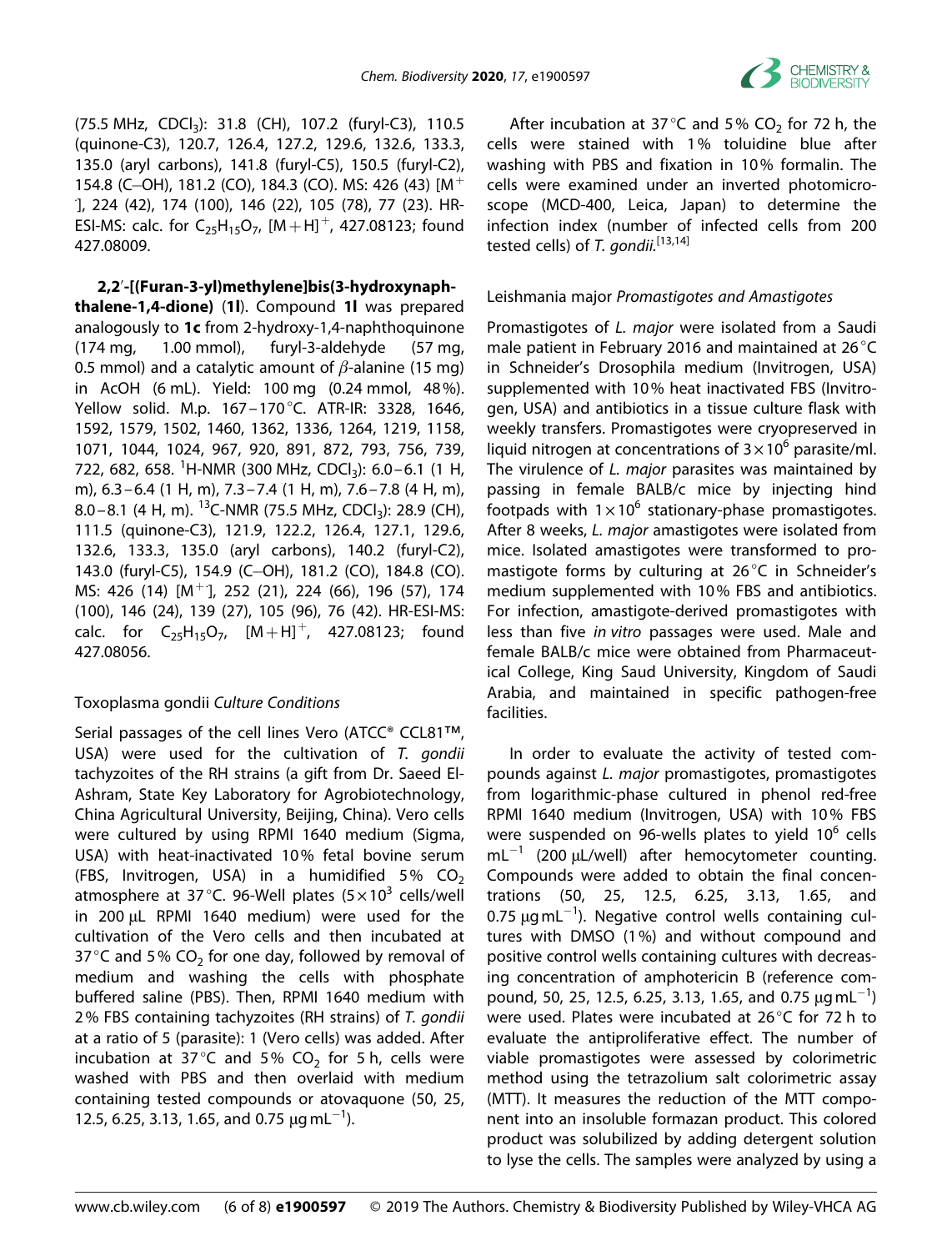(75.5 MHz, $CDCl_3$): 31.8 (CH), 107.2 (furyl-C3), 110.5 (quinone-C3), 120.7, 126.4, 127.2, 129.6, 132.6, 133.3, 135.0 (aryl carbons), 141.8 (furyl-C5), 150.5 (furyl-C2), 154.8 (C–OH), 181.2 (CO), 184.3 (CO). MS: 426 (43) [$M^{+\cdot}$], 224 (42), 174 (100), 146 (22), 105 (78), 77 (23). HR-ESI-MS: calc. for $C_{25}H_{15}O_7$, $[M+H]^+$, 427.08123; found 427.08009.

**2,2′-[(Furan-3-yl)methylene]bis(3-hydroxynaphthalene-1,4-dione) (1l)**. Compound **1l** was prepared analogously to **1c** from 2-hydroxy-1,4-naphthoquinone (174 mg, 1.00 mmol), furyl-3-aldehyde (57 mg, 0.5 mmol) and a catalytic amount of $\beta$-alanine (15 mg) in AcOH (6 mL). Yield: 100 mg (0.24 mmol, 48%). Yellow solid. M.p. 167–170 °C. ATR-IR: 3328, 1646, 1592, 1579, 1502, 1460, 1362, 1336, 1264, 1219, 1158, 1071, 1044, 1024, 967, 920, 891, 872, 793, 756, 739, 722, 682, 658. $^1$H-NMR (300 MHz, $CDCl_3$): 6.0–6.1 (1 H, m), 6.3–6.4 (1 H, m), 7.3–7.4 (1 H, m), 7.6–7.8 (4 H, m), 8.0–8.1 (4 H, m). $^{13}$C-NMR (75.5 MHz, $CDCl_3$): 28.9 (CH), 111.5 (quinone-C3), 121.9, 122.2, 126.4, 127.1, 129.6, 132.6, 133.3, 135.0 (aryl carbons), 140.2 (furyl-C2), 143.0 (furyl-C5), 154.9 (C–OH), 181.2 (CO), 184.8 (CO). MS: 426 (14) [$M^{+\cdot}$], 252 (21), 224 (66), 196 (57), 174 (100), 146 (24), 139 (27), 105 (96), 76 (42). HR-ESI-MS: calc. for $C_{25}H_{15}O_7$, $[M+H]^+$, 427.08123; found 427.08056.

### Toxoplasma gondii *Culture Conditions*

Serial passages of the cell lines Vero (ATCC® CCL81™, USA) were used for the cultivation of *T. gondii* tachyzoites of the RH strains (a gift from Dr. Saeed El-Ashram, State Key Laboratory for Agrobiotechnology, China Agricultural University, Beijing, China). Vero cells were cultured by using RPMI 1640 medium (Sigma, USA) with heat-inactivated 10% fetal bovine serum (FBS, Invitrogen, USA) in a humidified 5% $CO_2$ atmosphere at 37 °C. 96-Well plates ($5\times10^3$ cells/well in 200 μL RPMI 1640 medium) were used for the cultivation of the Vero cells and then incubated at 37 °C and 5% $CO_2$ for one day, followed by removal of medium and washing the cells with phosphate buffered saline (PBS). Then, RPMI 1640 medium with 2% FBS containing tachyzoites (RH strains) of *T. gondii* at a ratio of 5 (parasite): 1 (Vero cells) was added. After incubation at 37 °C and 5% $CO_2$ for 5 h, cells were washed with PBS and then overlaid with medium containing tested compounds or atovaquone (50, 25, 12.5, 6.25, 3.13, 1.65, and 0.75 $\mu g\,mL^{-1}$).

After incubation at 37 °C and 5% $CO_2$ for 72 h, the cells were stained with 1% toluidine blue after washing with PBS and fixation in 10% formalin. The cells were examined under an inverted photomicroscope (MCD-400, Leica, Japan) to determine the infection index (number of infected cells from 200 tested cells) of *T. gondii*.[13,14]

### Leishmania major *Promastigotes and Amastigotes*

Promastigotes of *L. major* were isolated from a Saudi male patient in February 2016 and maintained at 26 °C in Schneider's Drosophila medium (Invitrogen, USA) supplemented with 10% heat inactivated FBS (Invitrogen, USA) and antibiotics in a tissue culture flask with weekly transfers. Promastigotes were cryopreserved in liquid nitrogen at concentrations of $3\times10^6$ parasite/ml. The virulence of *L. major* parasites was maintained by passing in female BALB/c mice by injecting hind footpads with $1\times10^6$ stationary-phase promastigotes. After 8 weeks, *L. major* amastigotes were isolated from mice. Isolated amastigotes were transformed to promastigote forms by culturing at 26 °C in Schneider's medium supplemented with 10% FBS and antibiotics. For infection, amastigote-derived promastigotes with less than five *in vitro* passages were used. Male and female BALB/c mice were obtained from Pharmaceutical College, King Saud University, Kingdom of Saudi Arabia, and maintained in specific pathogen-free facilities.

In order to evaluate the activity of tested compounds against *L. major* promastigotes, promastigotes from logarithmic-phase cultured in phenol red-free RPMI 1640 medium (Invitrogen, USA) with 10% FBS were suspended on 96-wells plates to yield $10^6$ cells $mL^{-1}$ (200 μL/well) after hemocytometer counting. Compounds were added to obtain the final concentrations (50, 25, 12.5, 6.25, 3.13, 1.65, and 0.75 $\mu g\,mL^{-1}$). Negative control wells containing cultures with DMSO (1%) and without compound and positive control wells containing cultures with decreasing concentration of amphotericin B (reference compound, 50, 25, 12.5, 6.25, 3.13, 1.65, and 0.75 $\mu g\,mL^{-1}$) were used. Plates were incubated at 26 °C for 72 h to evaluate the antiproliferative effect. The number of viable promastigotes were assessed by colorimetric method using the tetrazolium salt colorimetric assay (MTT). It measures the reduction of the MTT component into an insoluble formazan product. This colored product was solubilized by adding detergent solution to lyse the cells. The samples were analyzed by using a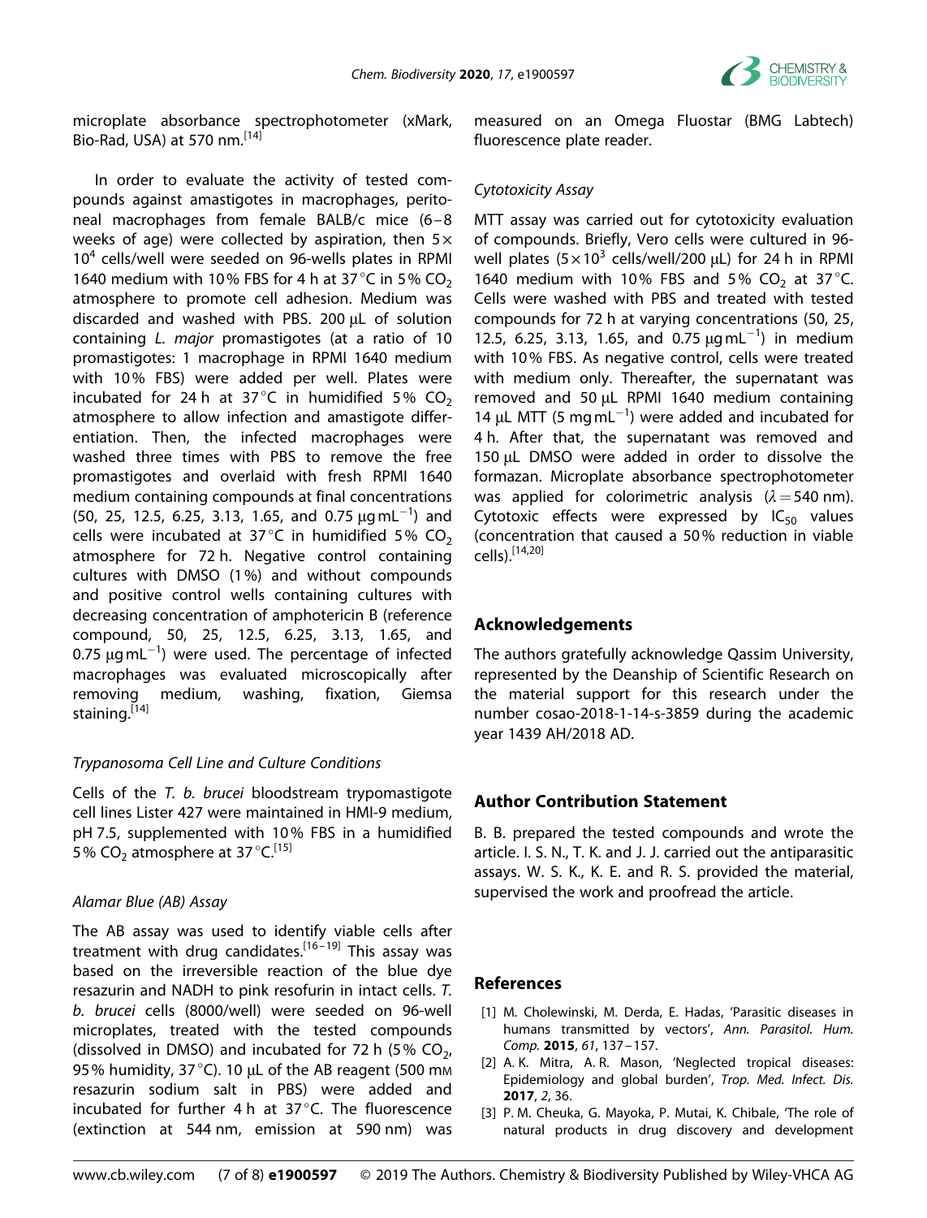microplate absorbance spectrophotometer (xMark, Bio-Rad, USA) at 570 nm.[14]

In order to evaluate the activity of tested compounds against amastigotes in macrophages, peritoneal macrophages from female BALB/c mice (6–8 weeks of age) were collected by aspiration, then $5\times10^4$ cells/well were seeded on 96-wells plates in RPMI 1640 medium with 10% FBS for 4 h at 37 °C in 5% $CO_2$ atmosphere to promote cell adhesion. Medium was discarded and washed with PBS. 200 μL of solution containing *L. major* promastigotes (at a ratio of 10 promastigotes: 1 macrophage in RPMI 1640 medium with 10% FBS) were added per well. Plates were incubated for 24 h at 37 °C in humidified 5% $CO_2$ atmosphere to allow infection and amastigote differentiation. Then, the infected macrophages were washed three times with PBS to remove the free promastigotes and overlaid with fresh RPMI 1640 medium containing compounds at final concentrations (50, 25, 12.5, 6.25, 3.13, 1.65, and 0.75 μg mL$^{-1}$) and cells were incubated at 37 °C in humidified 5% $CO_2$ atmosphere for 72 h. Negative control containing cultures with DMSO (1%) and without compounds and positive control wells containing cultures with decreasing concentration of amphotericin B (reference compound, 50, 25, 12.5, 6.25, 3.13, 1.65, and 0.75 μg mL$^{-1}$) were used. The percentage of infected macrophages was evaluated microscopically after removing medium, washing, fixation, Giemsa staining.[14]

### *Trypanosoma Cell Line and Culture Conditions*

Cells of the *T. b. brucei* bloodstream trypomastigote cell lines Lister 427 were maintained in HMI-9 medium, pH 7.5, supplemented with 10% FBS in a humidified 5% $CO_2$ atmosphere at 37 °C.[15]

### *Alamar Blue (AB) Assay*

The AB assay was used to identify viable cells after treatment with drug candidates.[16–19] This assay was based on the irreversible reaction of the blue dye resazurin and NADH to pink resofurin in intact cells. *T. b. brucei* cells (8000/well) were seeded on 96-well microplates, treated with the tested compounds (dissolved in DMSO) and incubated for 72 h (5% $CO_2$, 95% humidity, 37 °C). 10 μL of the AB reagent (500 mM resazurin sodium salt in PBS) were added and incubated for further 4 h at 37 °C. The fluorescence (extinction at 544 nm, emission at 590 nm) was measured on an Omega Fluostar (BMG Labtech) fluorescence plate reader.

### *Cytotoxicity Assay*

MTT assay was carried out for cytotoxicity evaluation of compounds. Briefly, Vero cells were cultured in 96-well plates ($5\times10^3$ cells/well/200 μL) for 24 h in RPMI 1640 medium with 10% FBS and 5% $CO_2$ at 37 °C. Cells were washed with PBS and treated with tested compounds for 72 h at varying concentrations (50, 25, 12.5, 6.25, 3.13, 1.65, and 0.75 μg mL$^{-1}$) in medium with 10% FBS. As negative control, cells were treated with medium only. Thereafter, the supernatant was removed and 50 μL RPMI 1640 medium containing 14 μL MTT (5 mg mL$^{-1}$) were added and incubated for 4 h. After that, the supernatant was removed and 150 μL DMSO were added in order to dissolve the formazan. Microplate absorbance spectrophotometer was applied for colorimetric analysis ($\lambda = 540$ nm). Cytotoxic effects were expressed by $IC_{50}$ values (concentration that caused a 50% reduction in viable cells).[14,20]

## Acknowledgements

The authors gratefully acknowledge Qassim University, represented by the Deanship of Scientific Research on the material support for this research under the number cosao-2018-1-14-s-3859 during the academic year 1439 AH/2018 AD.

## Author Contribution Statement

B. B. prepared the tested compounds and wrote the article. I. S. N., T. K. and J. J. carried out the antiparasitic assays. W. S. K., K. E. and R. S. provided the material, supervised the work and proofread the article.

## References

[1] M. Cholewinski, M. Derda, E. Hadas, 'Parasitic diseases in humans transmitted by vectors', *Ann. Parasitol. Hum. Comp.* **2015**, *61*, 137–157.

[2] A. K. Mitra, A. R. Mason, 'Neglected tropical diseases: Epidemiology and global burden', *Trop. Med. Infect. Dis.* **2017**, *2*, 36.

[3] P. M. Cheuka, G. Mayoka, P. Mutai, K. Chibale, 'The role of natural products in drug discovery and development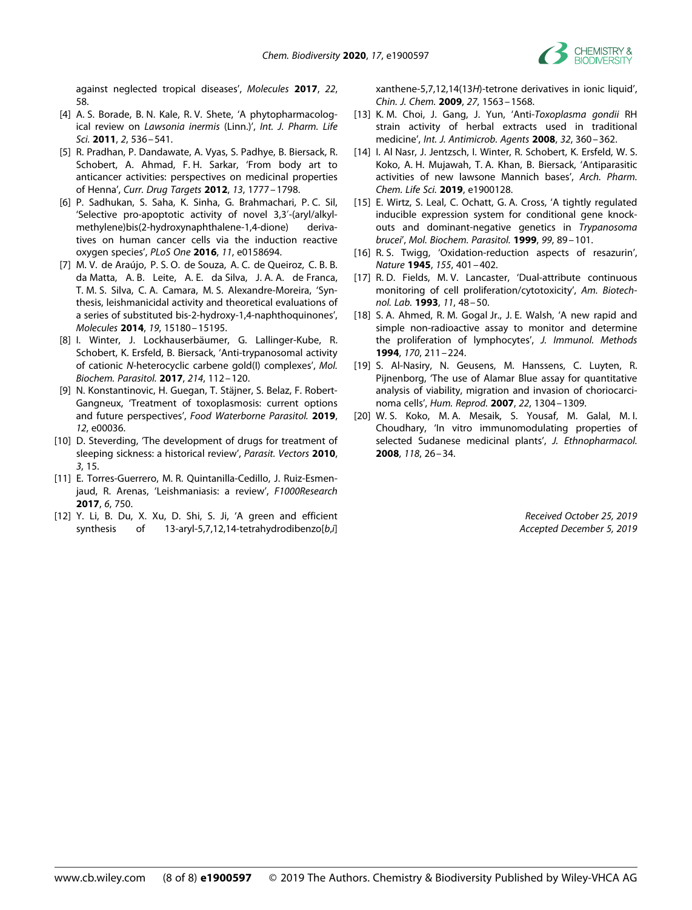against neglected tropical diseases', *Molecules* **2017**, *22*, 58.

[4] A. S. Borade, B. N. Kale, R. V. Shete, 'A phytopharmacological review on *Lawsonia inermis* (Linn.)', *Int. J. Pharm. Life Sci.* **2011**, *2*, 536–541.

[5] R. Pradhan, P. Dandawate, A. Vyas, S. Padhye, B. Biersack, R. Schobert, A. Ahmad, F. H. Sarkar, 'From body art to anticancer activities: perspectives on medicinal properties of Henna', *Curr. Drug Targets* **2012**, *13*, 1777–1798.

[6] P. Sadhukan, S. Saha, K. Sinha, G. Brahmachari, P. C. Sil, 'Selective pro-apoptotic activity of novel 3,3′-(aryl/alkyl-methylene)bis(2-hydroxynaphthalene-1,4-dione) derivatives on human cancer cells via the induction reactive oxygen species', *PLoS One* **2016**, *11*, e0158694.

[7] M. V. de Araújo, P. S. O. de Souza, A. C. de Queiroz, C. B. B. da Matta, A. B. Leite, A. E. da Silva, J. A. A. de Franca, T. M. S. Silva, C. A. Camara, M. S. Alexandre-Moreira, 'Synthesis, leishmanicidal activity and theoretical evaluations of a series of substituted bis-2-hydroxy-1,4-naphthoquinones', *Molecules* **2014**, *19*, 15180–15195.

[8] I. Winter, J. Lockhauserbäumer, G. Lallinger-Kube, R. Schobert, K. Ersfeld, B. Biersack, 'Anti-trypanosomal activity of cationic *N*-heterocyclic carbene gold(I) complexes', *Mol. Biochem. Parasitol.* **2017**, *214*, 112–120.

[9] N. Konstantinovic, H. Guegan, T. Stäjner, S. Belaz, F. Robert-Gangneux, 'Treatment of toxoplasmosis: current options and future perspectives', *Food Waterborne Parasitol.* **2019**, *12*, e00036.

[10] D. Steverding, 'The development of drugs for treatment of sleeping sickness: a historical review', *Parasit. Vectors* **2010**, *3*, 15.

[11] E. Torres-Guerrero, M. R. Quintanilla-Cedillo, J. Ruiz-Esmenjaud, R. Arenas, 'Leishmaniasis: a review', *F1000Research* **2017**, *6*, 750.

[12] Y. Li, B. Du, X. Xu, D. Shi, S. Ji, 'A green and efficient synthesis of 13-aryl-5,7,12,14-tetrahydrodibenzo[*b*,*i*]xanthene-5,7,12,14(13*H*)-tetrone derivatives in ionic liquid', *Chin. J. Chem.* **2009**, *27*, 1563–1568.

[13] K. M. Choi, J. Gang, J. Yun, 'Anti-*Toxoplasma gondii* RH strain activity of herbal extracts used in traditional medicine', *Int. J. Antimicrob. Agents* **2008**, *32*, 360–362.

[14] I. Al Nasr, J. Jentzsch, I. Winter, R. Schobert, K. Ersfeld, W. S. Koko, A. H. Mujawah, T. A. Khan, B. Biersack, 'Antiparasitic activities of new lawsone Mannich bases', *Arch. Pharm. Chem. Life Sci.* **2019**, e1900128.

[15] E. Wirtz, S. Leal, C. Ochatt, G. A. Cross, 'A tightly regulated inducible expression system for conditional gene knock-outs and dominant-negative genetics in *Trypanosoma brucei*', *Mol. Biochem. Parasitol.* **1999**, *99*, 89–101.

[16] R. S. Twigg, 'Oxidation-reduction aspects of resazurin', *Nature* **1945**, *155*, 401–402.

[17] R. D. Fields, M. V. Lancaster, 'Dual-attribute continuous monitoring of cell proliferation/cytotoxicity', *Am. Biotechnol. Lab.* **1993**, *11*, 48–50.

[18] S. A. Ahmed, R. M. Gogal Jr., J. E. Walsh, 'A new rapid and simple non-radioactive assay to monitor and determine the proliferation of lymphocytes', *J. Immunol. Methods* **1994**, *170*, 211–224.

[19] S. Al-Nasiry, N. Geusens, M. Hanssens, C. Luyten, R. Pijnenborg, 'The use of Alamar Blue assay for quantitative analysis of viability, migration and invasion of choriocarcinoma cells', *Hum. Reprod.* **2007**, *22*, 1304–1309.

[20] W. S. Koko, M. A. Mesaik, S. Yousaf, M. Galal, M. I. Choudhary, 'In vitro immunomodulating properties of selected Sudanese medicinal plants', *J. Ethnopharmacol.* **2008**, *118*, 26–34.

*Received October 25, 2019*
*Accepted December 5, 2019*